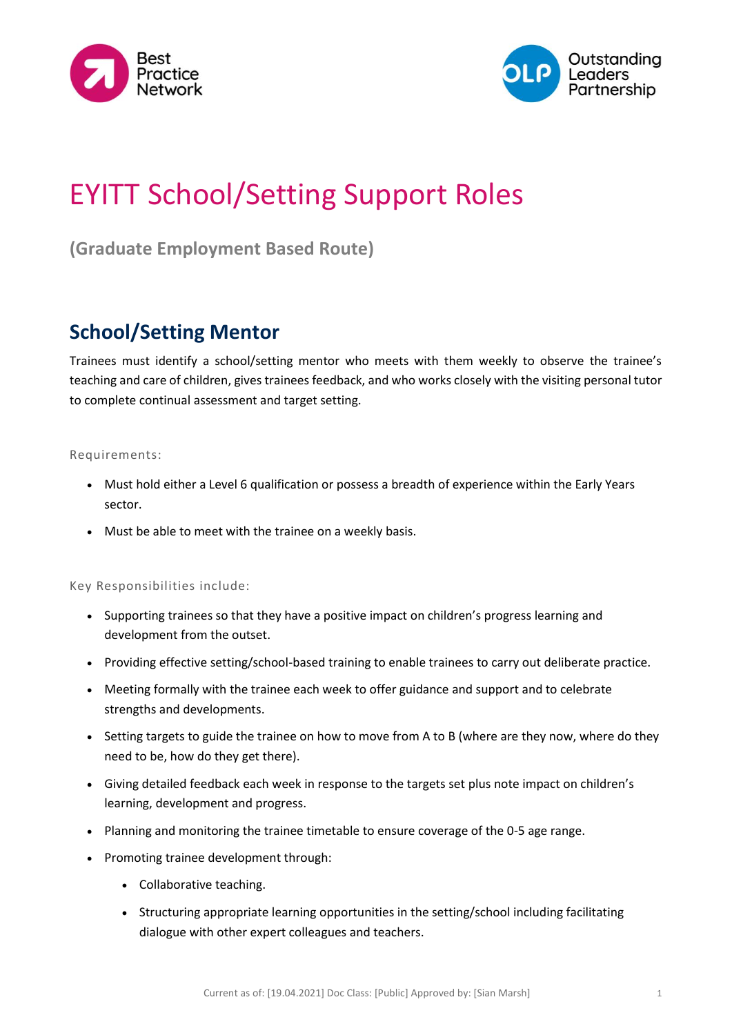# EYITT School/Setting Support Roles

### (Graduate Employment Based Route)

## School/Setting Mentor

Trainees must identify a school/setting mentor who meets with them weekly to observe the trainee's teaching and care of children, gives trainees feedback, and who works closely with the visiting personal tutor to complete continual assessment and target setting.

Requirements:

- Must hold either a Level 6 qualification or possess a breadth of experience within the Early Years sector.
- Must be able to meet with the trainee on a weekly basis.

Key Responsibilities include:

- Supporting trainees so that they have a positive impact on children's progress learning and development from the outset.
- Providing effective setting/school-based training to enable trainees to carry out deliberate practice.
- Meeting formally with the trainee each week to offer guidance and support and to celebrate strengths and developments.
- Setting targets to guide the trainee on how to move from A to B (where are they now, where do they need to be, how do they get there).
- Giving detailed feedback each week in response to the targets set plus note impact on children's learning, development and progress.
- Planning and monitoring the trainee timetable to ensure coverage of the 0-5 age range.
- Promoting trainee development through:
  - Collaborative teaching.
  - Structuring appropriate learning opportunities in the setting/school including facilitating dialogue with other expert colleagues and teachers.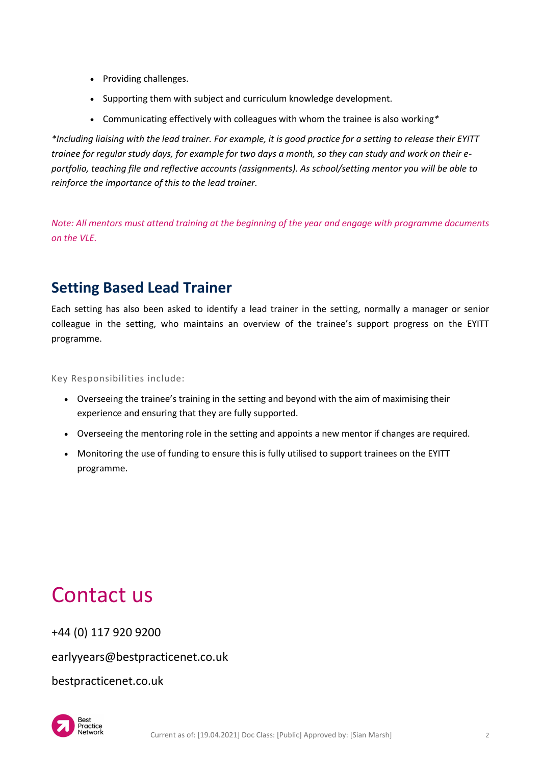- Providing challenges.
- Supporting them with subject and curriculum knowledge development.
- Communicating effectively with colleagues with whom the trainee is also working*

*\*Including liaising with the lead trainer. For example, it is good practice for a setting to release their EYITT trainee for regular study days, for example for two days a month, so they can study and work on their e-portfolio, teaching file and reflective accounts (assignments). As school/setting mentor you will be able to reinforce the importance of this to the lead trainer.*

*Note: All mentors must attend training at the beginning of the year and engage with programme documents on the VLE.*

## Setting Based Lead Trainer

Each setting has also been asked to identify a lead trainer in the setting, normally a manager or senior colleague in the setting, who maintains an overview of the trainee's support progress on the EYITT programme.

Key Responsibilities include:

- Overseeing the trainee's training in the setting and beyond with the aim of maximising their experience and ensuring that they are fully supported.
- Overseeing the mentoring role in the setting and appoints a new mentor if changes are required.
- Monitoring the use of funding to ensure this is fully utilised to support trainees on the EYITT programme.

# Contact us

+44 (0) 117 920 9200

earlyyears@bestpracticenet.co.uk

bestpracticenet.co.uk

Best Practice Network

Current as of: [19.04.2021] Doc Class: [Public] Approved by: [Sian Marsh]